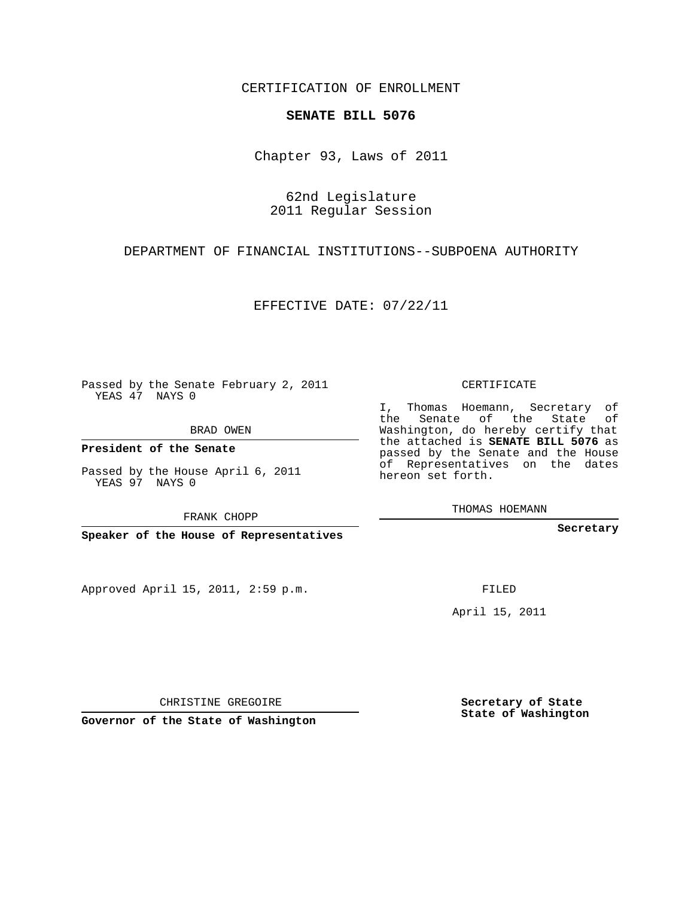CERTIFICATION OF ENROLLMENT

**SENATE BILL 5076**

Chapter 93, Laws of 2011

62nd Legislature
2011 Regular Session

DEPARTMENT OF FINANCIAL INSTITUTIONS--SUBPOENA AUTHORITY

EFFECTIVE DATE: 07/22/11

Passed by the Senate February 2, 2011
YEAS 47 NAYS 0

BRAD OWEN

**President of the Senate**

Passed by the House April 6, 2011
YEAS 97 NAYS 0

FRANK CHOPP

**Speaker of the House of Representatives**

Approved April 15, 2011, 2:59 p.m.

CHRISTINE GREGOIRE

**Governor of the State of Washington**

CERTIFICATE

I, Thomas Hoemann, Secretary of the Senate of the State of Washington, do hereby certify that the attached is **SENATE BILL 5076** as passed by the Senate and the House of Representatives on the dates hereon set forth.

THOMAS HOEMANN

**Secretary**

FILED

April 15, 2011

**Secretary of State**
**State of Washington**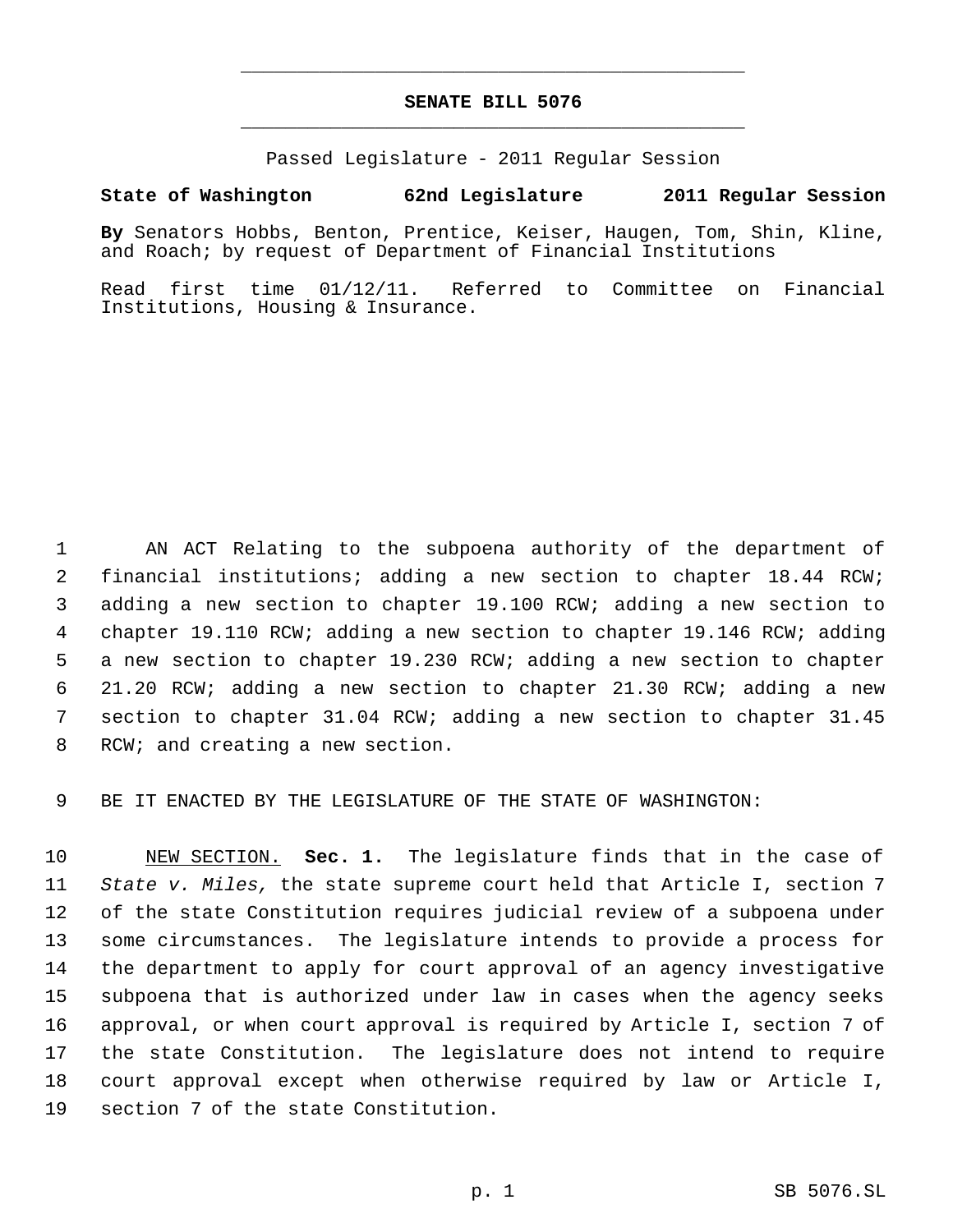# SENATE BILL 5076

Passed Legislature - 2011 Regular Session

**State of Washington 62nd Legislature 2011 Regular Session**

**By** Senators Hobbs, Benton, Prentice, Keiser, Haugen, Tom, Shin, Kline, and Roach; by request of Department of Financial Institutions

Read first time 01/12/11. Referred to Committee on Financial Institutions, Housing & Insurance.

1 AN ACT Relating to the subpoena authority of the department of
2 financial institutions; adding a new section to chapter 18.44 RCW;
3 adding a new section to chapter 19.100 RCW; adding a new section to
4 chapter 19.110 RCW; adding a new section to chapter 19.146 RCW; adding
5 a new section to chapter 19.230 RCW; adding a new section to chapter
6 21.20 RCW; adding a new section to chapter 21.30 RCW; adding a new
7 section to chapter 31.04 RCW; adding a new section to chapter 31.45
8 RCW; and creating a new section.

9 BE IT ENACTED BY THE LEGISLATURE OF THE STATE OF WASHINGTON:

10 NEW SECTION. **Sec. 1.** The legislature finds that in the case of
11 *State v. Miles,* the state supreme court held that Article I, section 7
12 of the state Constitution requires judicial review of a subpoena under
13 some circumstances. The legislature intends to provide a process for
14 the department to apply for court approval of an agency investigative
15 subpoena that is authorized under law in cases when the agency seeks
16 approval, or when court approval is required by Article I, section 7 of
17 the state Constitution. The legislature does not intend to require
18 court approval except when otherwise required by law or Article I,
19 section 7 of the state Constitution.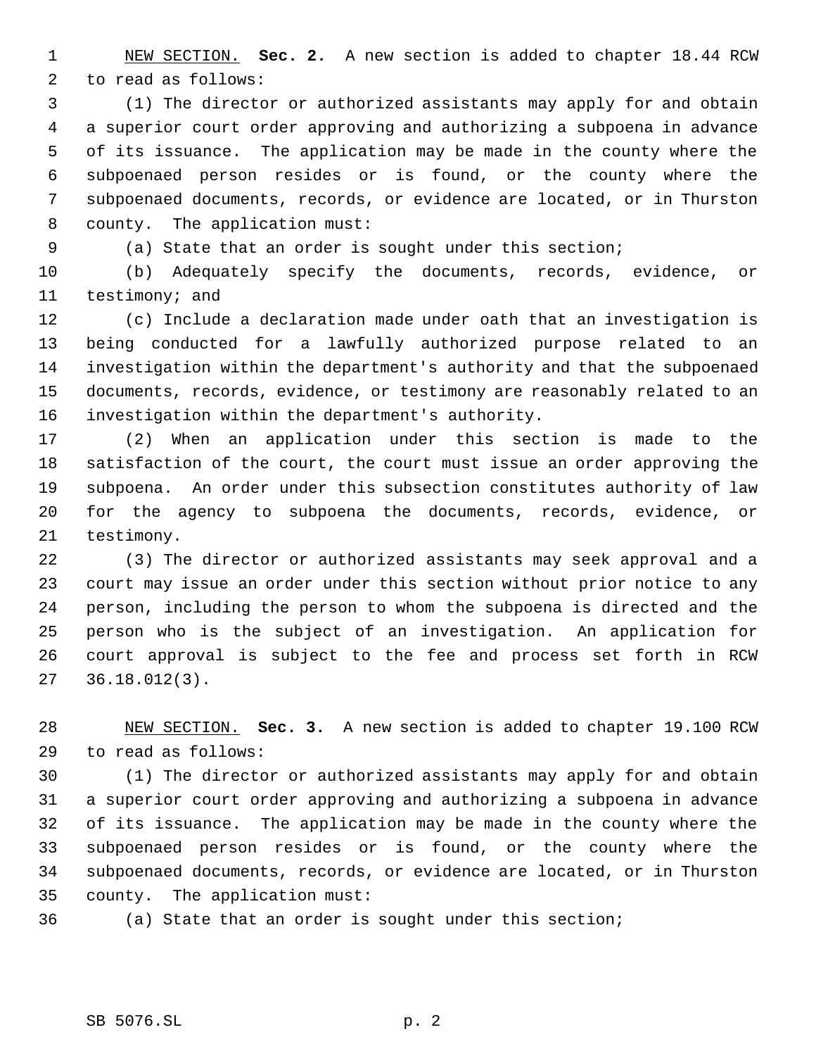NEW SECTION. **Sec. 2.** A new section is added to chapter 18.44 RCW to read as follows:

(1) The director or authorized assistants may apply for and obtain a superior court order approving and authorizing a subpoena in advance of its issuance. The application may be made in the county where the subpoenaed person resides or is found, or the county where the subpoenaed documents, records, or evidence are located, or in Thurston county. The application must:

(a) State that an order is sought under this section;

(b) Adequately specify the documents, records, evidence, or testimony; and

(c) Include a declaration made under oath that an investigation is being conducted for a lawfully authorized purpose related to an investigation within the department's authority and that the subpoenaed documents, records, evidence, or testimony are reasonably related to an investigation within the department's authority.

(2) When an application under this section is made to the satisfaction of the court, the court must issue an order approving the subpoena. An order under this subsection constitutes authority of law for the agency to subpoena the documents, records, evidence, or testimony.

(3) The director or authorized assistants may seek approval and a court may issue an order under this section without prior notice to any person, including the person to whom the subpoena is directed and the person who is the subject of an investigation. An application for court approval is subject to the fee and process set forth in RCW 36.18.012(3).

NEW SECTION. **Sec. 3.** A new section is added to chapter 19.100 RCW to read as follows:

(1) The director or authorized assistants may apply for and obtain a superior court order approving and authorizing a subpoena in advance of its issuance. The application may be made in the county where the subpoenaed person resides or is found, or the county where the subpoenaed documents, records, or evidence are located, or in Thurston county. The application must:

(a) State that an order is sought under this section;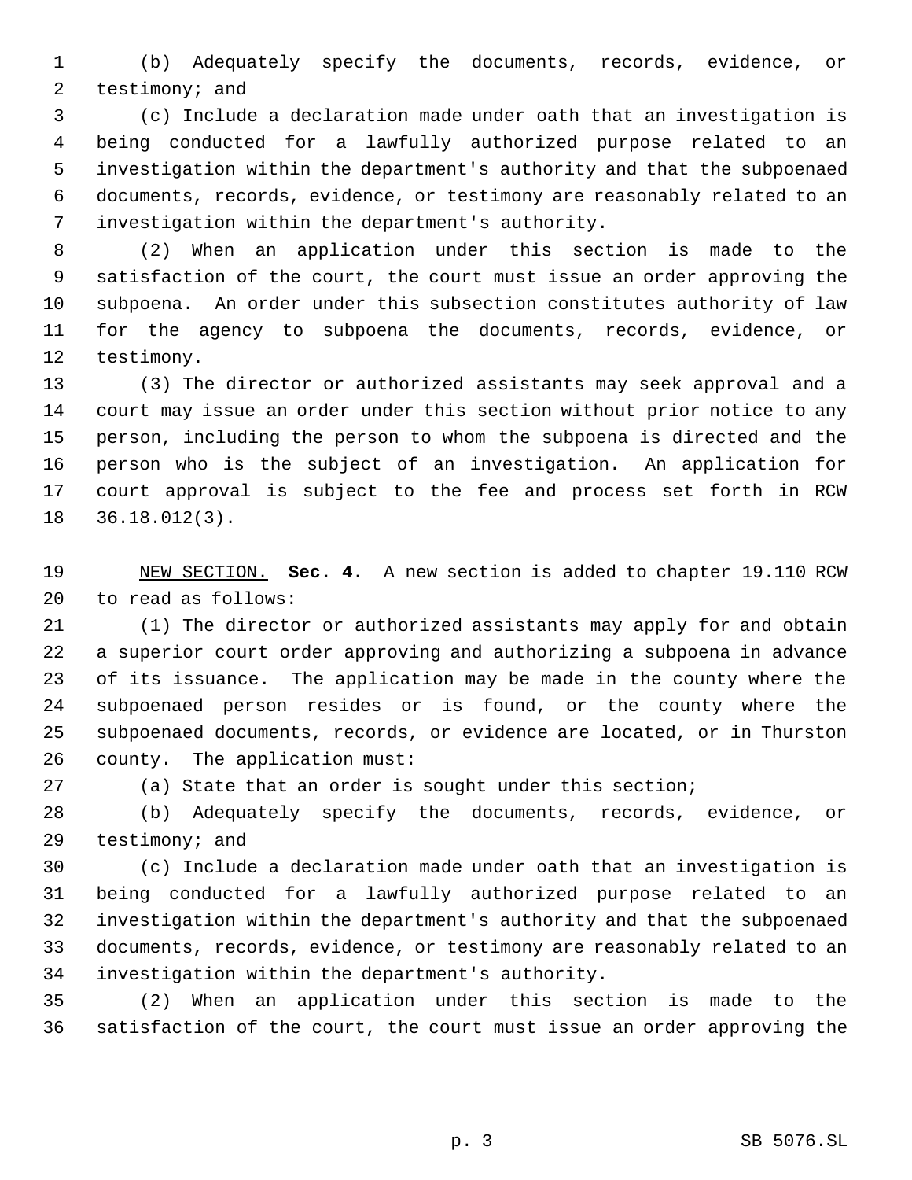(b) Adequately specify the documents, records, evidence, or testimony; and

(c) Include a declaration made under oath that an investigation is being conducted for a lawfully authorized purpose related to an investigation within the department's authority and that the subpoenaed documents, records, evidence, or testimony are reasonably related to an investigation within the department's authority.

(2) When an application under this section is made to the satisfaction of the court, the court must issue an order approving the subpoena. An order under this subsection constitutes authority of law for the agency to subpoena the documents, records, evidence, or testimony.

(3) The director or authorized assistants may seek approval and a court may issue an order under this section without prior notice to any person, including the person to whom the subpoena is directed and the person who is the subject of an investigation. An application for court approval is subject to the fee and process set forth in RCW 36.18.012(3).

NEW SECTION. **Sec. 4.** A new section is added to chapter 19.110 RCW to read as follows:

(1) The director or authorized assistants may apply for and obtain a superior court order approving and authorizing a subpoena in advance of its issuance. The application may be made in the county where the subpoenaed person resides or is found, or the county where the subpoenaed documents, records, or evidence are located, or in Thurston county. The application must:

(a) State that an order is sought under this section;

(b) Adequately specify the documents, records, evidence, or testimony; and

(c) Include a declaration made under oath that an investigation is being conducted for a lawfully authorized purpose related to an investigation within the department's authority and that the subpoenaed documents, records, evidence, or testimony are reasonably related to an investigation within the department's authority.

(2) When an application under this section is made to the satisfaction of the court, the court must issue an order approving the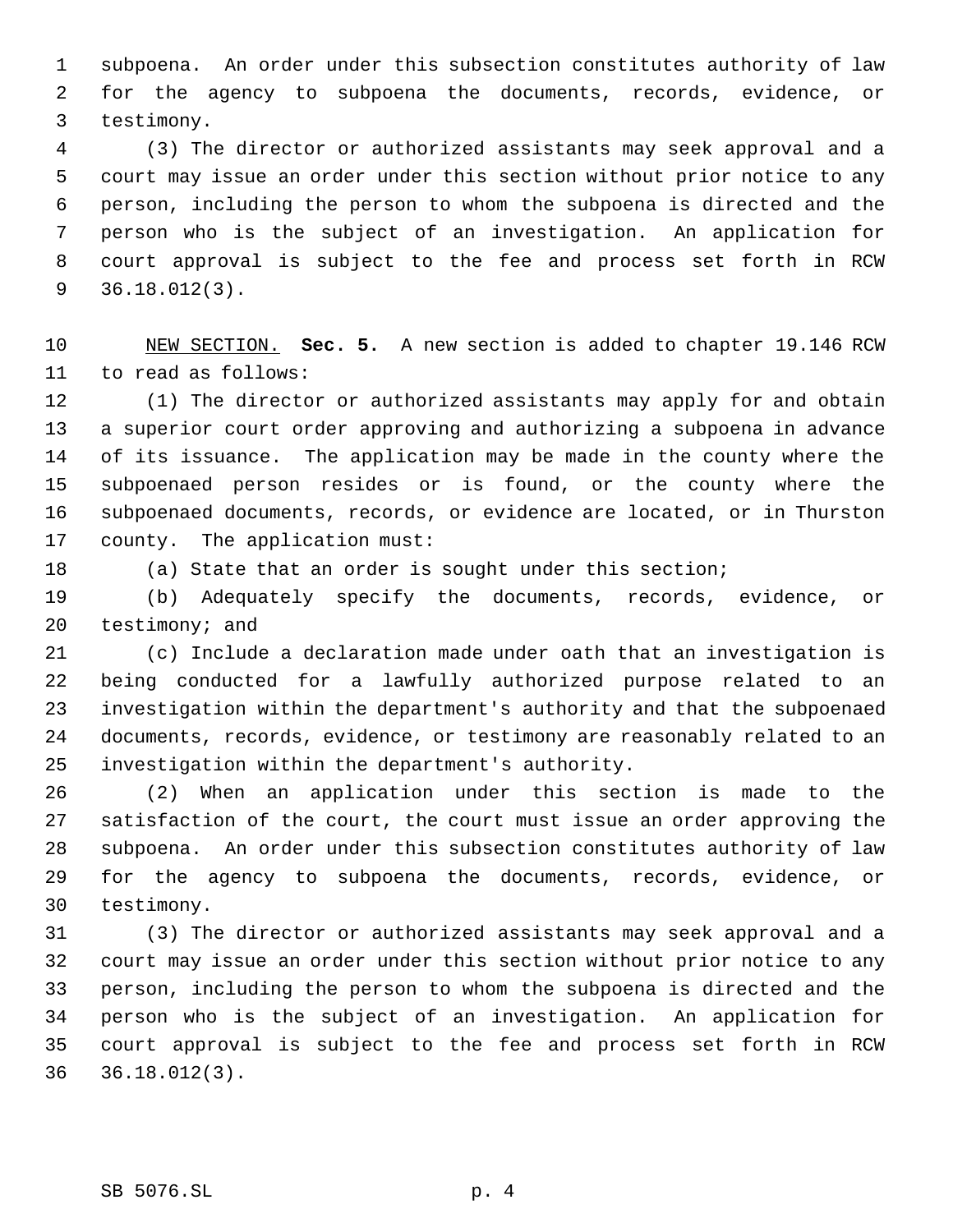subpoena. An order under this subsection constitutes authority of law for the agency to subpoena the documents, records, evidence, or testimony.

(3) The director or authorized assistants may seek approval and a court may issue an order under this section without prior notice to any person, including the person to whom the subpoena is directed and the person who is the subject of an investigation. An application for court approval is subject to the fee and process set forth in RCW 36.18.012(3).

NEW SECTION. **Sec. 5.** A new section is added to chapter 19.146 RCW to read as follows:

(1) The director or authorized assistants may apply for and obtain a superior court order approving and authorizing a subpoena in advance of its issuance. The application may be made in the county where the subpoenaed person resides or is found, or the county where the subpoenaed documents, records, or evidence are located, or in Thurston county. The application must:

(a) State that an order is sought under this section;

(b) Adequately specify the documents, records, evidence, or testimony; and

(c) Include a declaration made under oath that an investigation is being conducted for a lawfully authorized purpose related to an investigation within the department's authority and that the subpoenaed documents, records, evidence, or testimony are reasonably related to an investigation within the department's authority.

(2) When an application under this section is made to the satisfaction of the court, the court must issue an order approving the subpoena. An order under this subsection constitutes authority of law for the agency to subpoena the documents, records, evidence, or testimony.

(3) The director or authorized assistants may seek approval and a court may issue an order under this section without prior notice to any person, including the person to whom the subpoena is directed and the person who is the subject of an investigation. An application for court approval is subject to the fee and process set forth in RCW 36.18.012(3).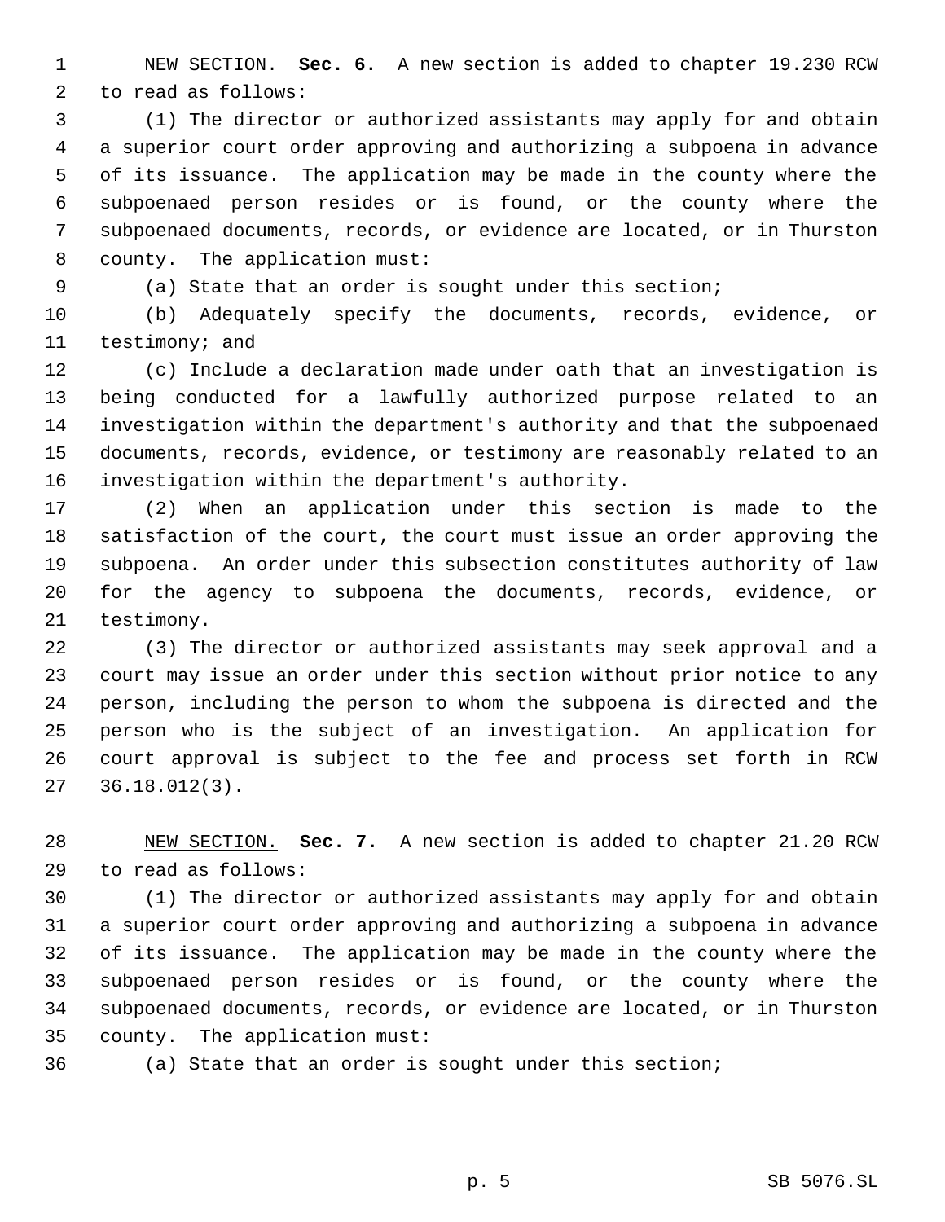NEW SECTION. **Sec. 6.** A new section is added to chapter 19.230 RCW to read as follows:

(1) The director or authorized assistants may apply for and obtain a superior court order approving and authorizing a subpoena in advance of its issuance. The application may be made in the county where the subpoenaed person resides or is found, or the county where the subpoenaed documents, records, or evidence are located, or in Thurston county. The application must:

(a) State that an order is sought under this section;

(b) Adequately specify the documents, records, evidence, or testimony; and

(c) Include a declaration made under oath that an investigation is being conducted for a lawfully authorized purpose related to an investigation within the department's authority and that the subpoenaed documents, records, evidence, or testimony are reasonably related to an investigation within the department's authority.

(2) When an application under this section is made to the satisfaction of the court, the court must issue an order approving the subpoena. An order under this subsection constitutes authority of law for the agency to subpoena the documents, records, evidence, or testimony.

(3) The director or authorized assistants may seek approval and a court may issue an order under this section without prior notice to any person, including the person to whom the subpoena is directed and the person who is the subject of an investigation. An application for court approval is subject to the fee and process set forth in RCW 36.18.012(3).

NEW SECTION. **Sec. 7.** A new section is added to chapter 21.20 RCW to read as follows:

(1) The director or authorized assistants may apply for and obtain a superior court order approving and authorizing a subpoena in advance of its issuance. The application may be made in the county where the subpoenaed person resides or is found, or the county where the subpoenaed documents, records, or evidence are located, or in Thurston county. The application must:

(a) State that an order is sought under this section;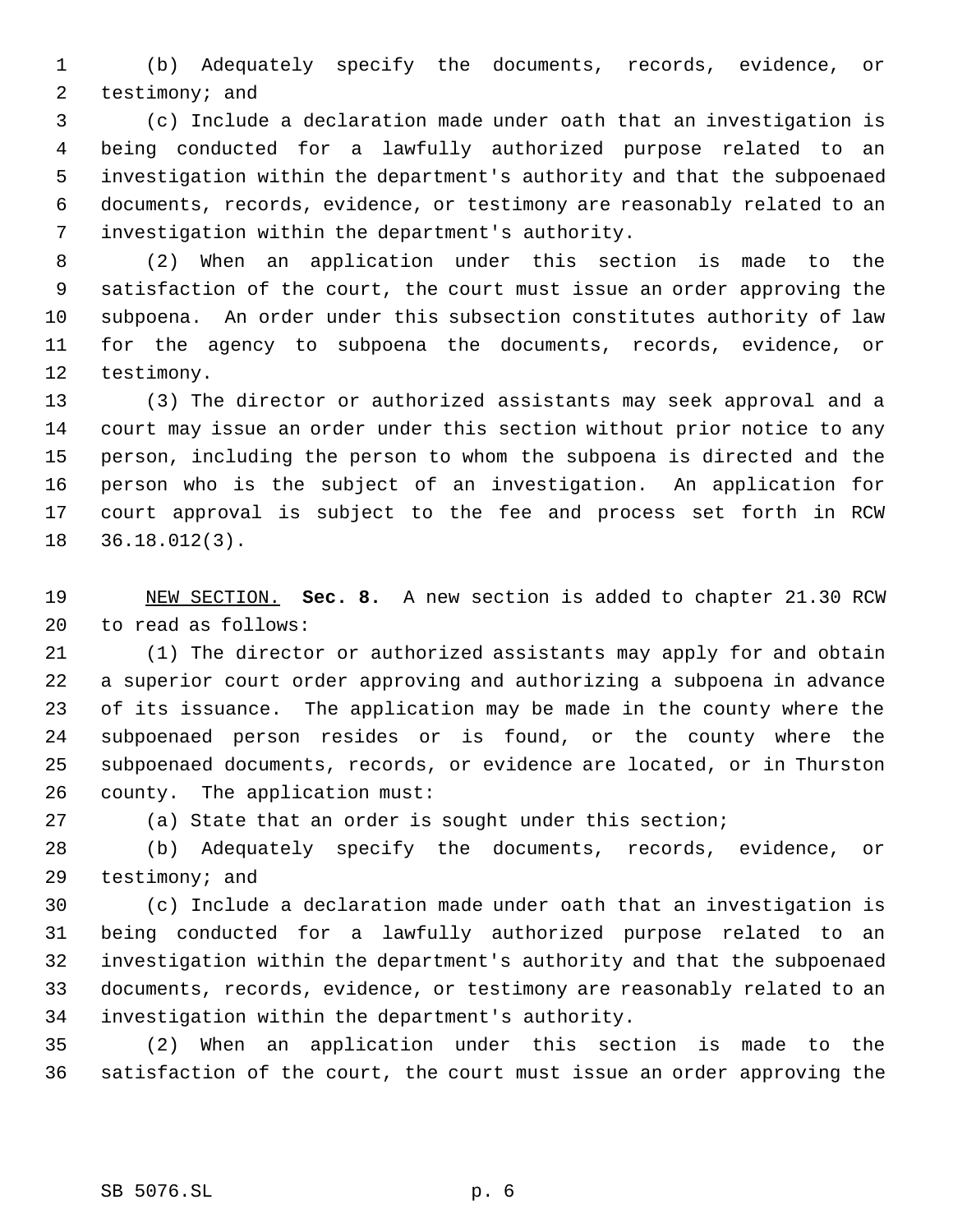(b) Adequately specify the documents, records, evidence, or testimony; and

(c) Include a declaration made under oath that an investigation is being conducted for a lawfully authorized purpose related to an investigation within the department's authority and that the subpoenaed documents, records, evidence, or testimony are reasonably related to an investigation within the department's authority.

(2) When an application under this section is made to the satisfaction of the court, the court must issue an order approving the subpoena. An order under this subsection constitutes authority of law for the agency to subpoena the documents, records, evidence, or testimony.

(3) The director or authorized assistants may seek approval and a court may issue an order under this section without prior notice to any person, including the person to whom the subpoena is directed and the person who is the subject of an investigation. An application for court approval is subject to the fee and process set forth in RCW 36.18.012(3).

NEW SECTION. **Sec. 8.** A new section is added to chapter 21.30 RCW to read as follows:

(1) The director or authorized assistants may apply for and obtain a superior court order approving and authorizing a subpoena in advance of its issuance. The application may be made in the county where the subpoenaed person resides or is found, or the county where the subpoenaed documents, records, or evidence are located, or in Thurston county. The application must:

(a) State that an order is sought under this section;

(b) Adequately specify the documents, records, evidence, or testimony; and

(c) Include a declaration made under oath that an investigation is being conducted for a lawfully authorized purpose related to an investigation within the department's authority and that the subpoenaed documents, records, evidence, or testimony are reasonably related to an investigation within the department's authority.

(2) When an application under this section is made to the satisfaction of the court, the court must issue an order approving the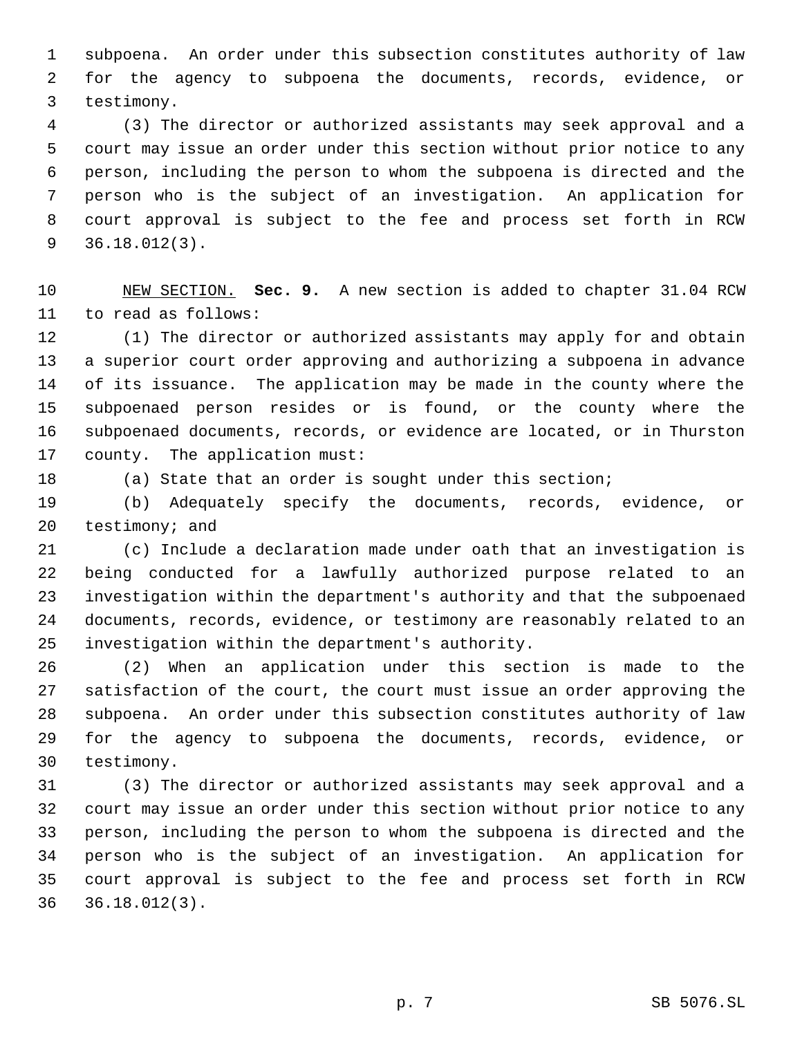subpoena. An order under this subsection constitutes authority of law for the agency to subpoena the documents, records, evidence, or testimony.

(3) The director or authorized assistants may seek approval and a court may issue an order under this section without prior notice to any person, including the person to whom the subpoena is directed and the person who is the subject of an investigation. An application for court approval is subject to the fee and process set forth in RCW 36.18.012(3).

NEW SECTION. **Sec. 9.** A new section is added to chapter 31.04 RCW to read as follows:

(1) The director or authorized assistants may apply for and obtain a superior court order approving and authorizing a subpoena in advance of its issuance. The application may be made in the county where the subpoenaed person resides or is found, or the county where the subpoenaed documents, records, or evidence are located, or in Thurston county. The application must:

(a) State that an order is sought under this section;

(b) Adequately specify the documents, records, evidence, or testimony; and

(c) Include a declaration made under oath that an investigation is being conducted for a lawfully authorized purpose related to an investigation within the department's authority and that the subpoenaed documents, records, evidence, or testimony are reasonably related to an investigation within the department's authority.

(2) When an application under this section is made to the satisfaction of the court, the court must issue an order approving the subpoena. An order under this subsection constitutes authority of law for the agency to subpoena the documents, records, evidence, or testimony.

(3) The director or authorized assistants may seek approval and a court may issue an order under this section without prior notice to any person, including the person to whom the subpoena is directed and the person who is the subject of an investigation. An application for court approval is subject to the fee and process set forth in RCW 36.18.012(3).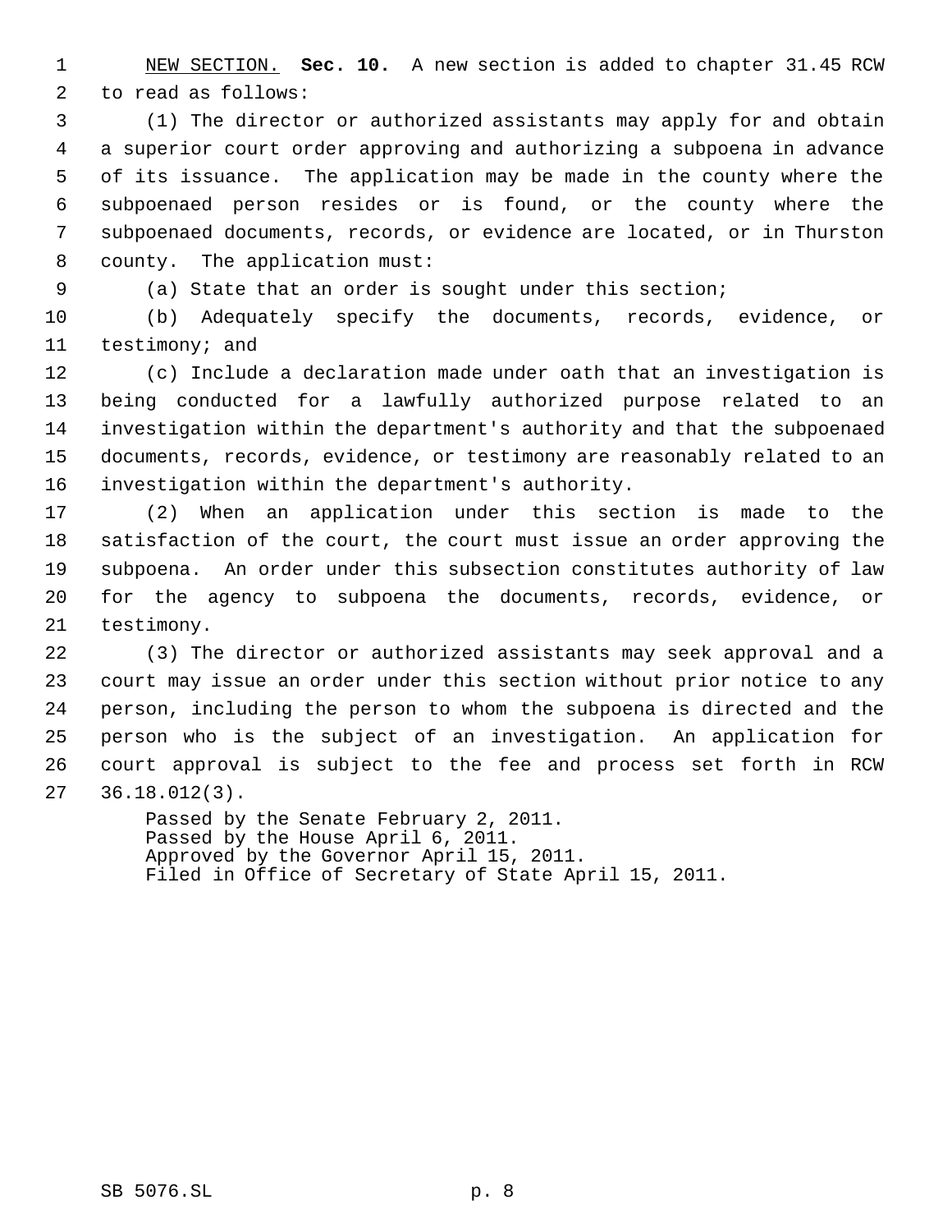NEW SECTION. **Sec. 10.** A new section is added to chapter 31.45 RCW to read as follows:

(1) The director or authorized assistants may apply for and obtain a superior court order approving and authorizing a subpoena in advance of its issuance. The application may be made in the county where the subpoenaed person resides or is found, or the county where the subpoenaed documents, records, or evidence are located, or in Thurston county. The application must:

(a) State that an order is sought under this section;

(b) Adequately specify the documents, records, evidence, or testimony; and

(c) Include a declaration made under oath that an investigation is being conducted for a lawfully authorized purpose related to an investigation within the department's authority and that the subpoenaed documents, records, evidence, or testimony are reasonably related to an investigation within the department's authority.

(2) When an application under this section is made to the satisfaction of the court, the court must issue an order approving the subpoena. An order under this subsection constitutes authority of law for the agency to subpoena the documents, records, evidence, or testimony.

(3) The director or authorized assistants may seek approval and a court may issue an order under this section without prior notice to any person, including the person to whom the subpoena is directed and the person who is the subject of an investigation. An application for court approval is subject to the fee and process set forth in RCW 36.18.012(3).

Passed by the Senate February 2, 2011.
Passed by the House April 6, 2011.
Approved by the Governor April 15, 2011.
Filed in Office of Secretary of State April 15, 2011.